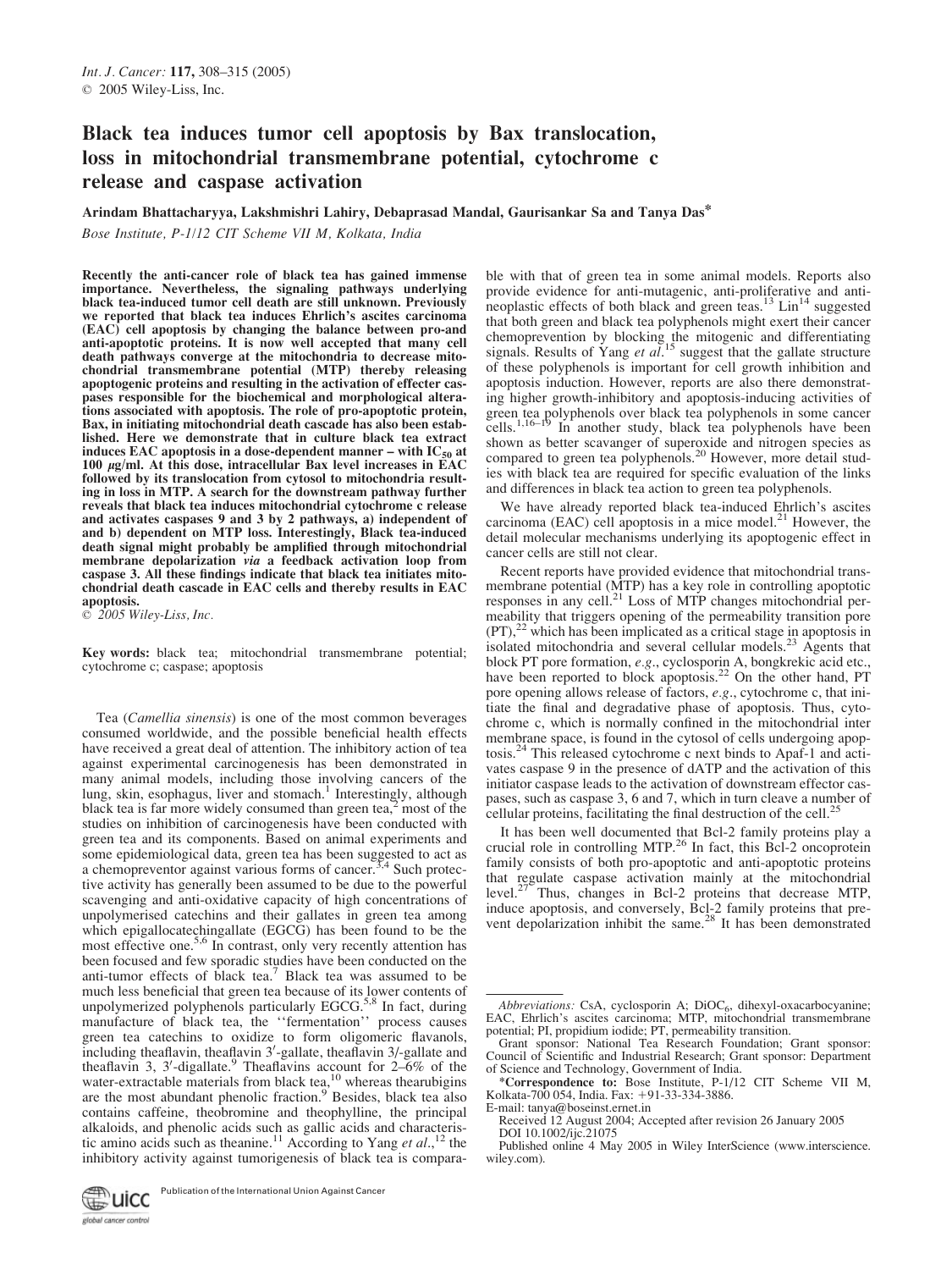# Black tea induces tumor cell apoptosis by Bax translocation, loss in mitochondrial transmembrane potential, cytochrome c release and caspase activation

Arindam Bhattacharyya, Lakshmishri Lahiry, Debaprasad Mandal, Gaurisankar Sa and Tanya Das*

*Bose Institute, P-1/12 CIT Scheme VII M, Kolkata, India*

**Recently the anti-cancer role of black tea has gained immense importance. Nevertheless, the signaling pathways underlying black tea-induced tumor cell death are still unknown. Previously we reported that black tea induces Ehrlich's ascites carcinoma (EAC) cell apoptosis by changing the balance between pro-and anti-apoptotic proteins. It is now well accepted that many cell death pathways converge at the mitochondria to decrease mitochondrial transmembrane potential (MTP) thereby releasing apoptogenic proteins and resulting in the activation of effecter caspases responsible for the biochemical and morphological alterations associated with apoptosis. The role of pro-apoptotic protein, Bax, in initiating mitochondrial death cascade has also been established. Here we demonstrate that in culture black tea extract induces EAC apoptosis in a dose-dependent manner – with $IC_{50}$ at 100 $\mu$g/ml. At this dose, intracellular Bax level increases in EAC followed by its translocation from cytosol to mitochondria resulting in loss in MTP. A search for the downstream pathway further reveals that black tea induces mitochondrial cytochrome c release and activates caspases 9 and 3 by 2 pathways, a) independent of and b) dependent on MTP loss. Interestingly, Black tea-induced death signal might probably be amplified through mitochondrial membrane depolarization *via* a feedback activation loop from caspase 3. All these findings indicate that black tea initiates mitochondrial death cascade in EAC cells and thereby results in EAC apoptosis.**

© 2005 Wiley-Liss, Inc.

**Key words:** black tea; mitochondrial transmembrane potential; cytochrome c; caspase; apoptosis

Tea (*Camellia sinensis*) is one of the most common beverages consumed worldwide, and the possible beneficial health effects have received a great deal of attention. The inhibitory action of tea against experimental carcinogenesis has been demonstrated in many animal models, including those involving cancers of the lung, skin, esophagus, liver and stomach.[1] Interestingly, although black tea is far more widely consumed than green tea,[2] most of the studies on inhibition of carcinogenesis have been conducted with green tea and its components. Based on animal experiments and some epidemiological data, green tea has been suggested to act as a chemopreventor against various forms of cancer.[3,4] Such protective activity has generally been assumed to be due to the powerful scavenging and anti-oxidative capacity of high concentrations of unpolymerised catechins and their gallates in green tea among which epigallocatechingallate (EGCG) has been found to be the most effective one.[5,6] In contrast, only very recently attention has been focused and few sporadic studies have been conducted on the anti-tumor effects of black tea.[7] Black tea was assumed to be much less beneficial that green tea because of its lower contents of unpolymerized polyphenols particularly EGCG.[5,8] In fact, during manufacture of black tea, the "fermentation" process causes green tea catechins to oxidize to form oligomeric flavanols, including theaflavin, theaflavin 3′-gallate, theaflavin 3/-gallate and theaflavin 3, 3′-digallate.[9] Theaflavins account for 2–6% of the water-extractable materials from black tea,[10] whereas thearubigins are the most abundant phenolic fraction.[9] Besides, black tea also contains caffeine, theobromine and theophylline, the principal alkaloids, and phenolic acids such as gallic acids and characteristic amino acids such as theanine.[11] According to Yang *et al*.,[12] the inhibitory activity against tumorigenesis of black tea is comparable with that of green tea in some animal models. Reports also provide evidence for anti-mutagenic, anti-proliferative and antineoplastic effects of both black and green teas.[13] Lin[14] suggested that both green and black tea polyphenols might exert their cancer chemoprevention by blocking the mitogenic and differentiating signals. Results of Yang *et al*.[15] suggest that the gallate structure of these polyphenols is important for cell growth inhibition and apoptosis induction. However, reports are also there demonstrating higher growth-inhibitory and apoptosis-inducing activities of green tea polyphenols over black tea polyphenols in some cancer cells.[1,16–19] In another study, black tea polyphenols have been shown as better scavanger of superoxide and nitrogen species as compared to green tea polyphenols.[20] However, more detail studies with black tea are required for specific evaluation of the links and differences in black tea action to green tea polyphenols.

We have already reported black tea-induced Ehrlich's ascites carcinoma (EAC) cell apoptosis in a mice model.[21] However, the detail molecular mechanisms underlying its apoptogenic effect in cancer cells are still not clear.

Recent reports have provided evidence that mitochondrial transmembrane potential (MTP) has a key role in controlling apoptotic responses in any cell.[21] Loss of MTP changes mitochondrial permeability that triggers opening of the permeability transition pore (PT),[22] which has been implicated as a critical stage in apoptosis in isolated mitochondria and several cellular models.[23] Agents that block PT pore formation, *e.g*., cyclosporin A, bongkrekic acid etc., have been reported to block apoptosis.[22] On the other hand, PT pore opening allows release of factors, *e.g*., cytochrome c, that initiate the final and degradative phase of apoptosis. Thus, cytochrome c, which is normally confined in the mitochondrial inter membrane space, is found in the cytosol of cells undergoing apoptosis.[24] This released cytochrome c next binds to Apaf-1 and activates caspase 9 in the presence of dATP and the activation of this initiator caspase leads to the activation of downstream effector caspases, such as caspase 3, 6 and 7, which in turn cleave a number of cellular proteins, facilitating the final destruction of the cell.[25]

It has been well documented that Bcl-2 family proteins play a crucial role in controlling MTP.[26] In fact, this Bcl-2 oncoprotein family consists of both pro-apoptotic and anti-apoptotic proteins that regulate caspase activation mainly at the mitochondrial level.[27] Thus, changes in Bcl-2 proteins that decrease MTP, induce apoptosis, and conversely, Bcl-2 family proteins that prevent depolarization inhibit the same.[28] It has been demonstrated

---

*Abbreviations:* CsA, cyclosporin A; $DiOC_6$, dihexyl-oxacarbocyanine; EAC, Ehrlich's ascites carcinoma; MTP, mitochondrial transmembrane potential; PI, propidium iodide; PT, permeability transition.

Grant sponsor: National Tea Research Foundation; Grant sponsor: Council of Scientific and Industrial Research; Grant sponsor: Department of Science and Technology, Government of India.

*Correspondence to: Bose Institute, P-1/12 CIT Scheme VII M, Kolkata-700 054, India. Fax: +91-33-334-3886. E-mail: tanya@boseinst.ernet.in

Received 12 August 2004; Accepted after revision 26 January 2005

DOI 10.1002/ijc.21075

Published online 4 May 2005 in Wiley InterScience (www.interscience.wiley.com).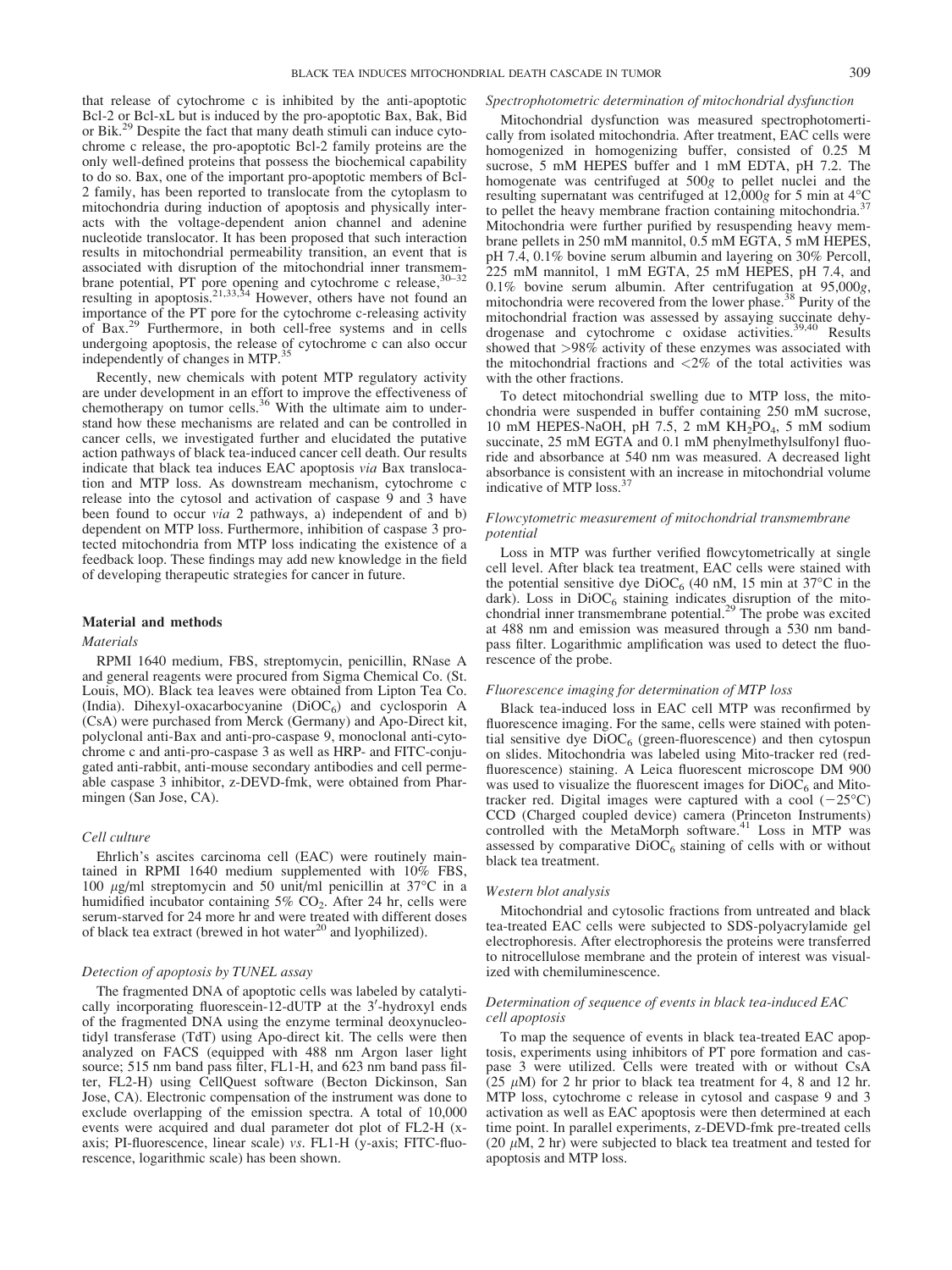that release of cytochrome c is inhibited by the anti-apoptotic Bcl-2 or Bcl-xL but is induced by the pro-apoptotic Bax, Bak, Bid or Bik.[29] Despite the fact that many death stimuli can induce cytochrome c release, the pro-apoptotic Bcl-2 family proteins are the only well-defined proteins that possess the biochemical capability to do so. Bax, one of the important pro-apoptotic members of Bcl-2 family, has been reported to translocate from the cytoplasm to mitochondria during induction of apoptosis and physically interacts with the voltage-dependent anion channel and adenine nucleotide translocator. It has been proposed that such interaction results in mitochondrial permeability transition, an event that is associated with disruption of the mitochondrial inner transmembrane potential, PT pore opening and cytochrome c release,[30–32] resulting in apoptosis.[21,33,34] However, others have not found an importance of the PT pore for the cytochrome c-releasing activity of Bax.[29] Furthermore, in both cell-free systems and in cells undergoing apoptosis, the release of cytochrome c can also occur independently of changes in MTP.[35]

Recently, new chemicals with potent MTP regulatory activity are under development in an effort to improve the effectiveness of chemotherapy on tumor cells.[36] With the ultimate aim to understand how these mechanisms are related and can be controlled in cancer cells, we investigated further and elucidated the putative action pathways of black tea-induced cancer cell death. Our results indicate that black tea induces EAC apoptosis *via* Bax translocation and MTP loss. As downstream mechanism, cytochrome c release into the cytosol and activation of caspase 9 and 3 have been found to occur *via* 2 pathways, a) independent of and b) dependent on MTP loss. Furthermore, inhibition of caspase 3 protected mitochondria from MTP loss indicating the existence of a feedback loop. These findings may add new knowledge in the field of developing therapeutic strategies for cancer in future.

## Material and methods

### *Materials*

RPMI 1640 medium, FBS, streptomycin, penicillin, RNase A and general reagents were procured from Sigma Chemical Co. (St. Louis, MO). Black tea leaves were obtained from Lipton Tea Co. (India). Dihexyl-oxacarbocyanine ($DiOC_6$) and cyclosporin A (CsA) were purchased from Merck (Germany) and Apo-Direct kit, polyclonal anti-Bax and anti-pro-caspase 9, monoclonal anti-cytochrome c and anti-pro-caspase 3 as well as HRP- and FITC-conjugated anti-rabbit, anti-mouse secondary antibodies and cell permeable caspase 3 inhibitor, z-DEVD-fmk, were obtained from Pharmingen (San Jose, CA).

### *Cell culture*

Ehrlich's ascites carcinoma cell (EAC) were routinely maintained in RPMI 1640 medium supplemented with 10% FBS, 100 $\mu$g/ml streptomycin and 50 unit/ml penicillin at 37°C in a humidified incubator containing 5% $CO_2$. After 24 hr, cells were serum-starved for 24 more hr and were treated with different doses of black tea extract (brewed in hot water[20] and lyophilized).

### *Detection of apoptosis by TUNEL assay*

The fragmented DNA of apoptotic cells was labeled by catalytically incorporating fluorescein-12-dUTP at the 3′-hydroxyl ends of the fragmented DNA using the enzyme terminal deoxynucleotidyl transferase (TdT) using the Apo-direct kit. The cells were then analyzed on FACS (equipped with 488 nm Argon laser light source; 515 nm band pass filter, FL1-H, and 623 nm band pass filter, FL2-H) using CellQuest software (Becton Dickinson, San Jose, CA). Electronic compensation of the instrument was done to exclude overlapping of the emission spectra. A total of 10,000 events were acquired and dual parameter dot plot of FL2-H (x-axis; PI-fluorescence, linear scale) *vs*. FL1-H (y-axis; FITC-fluorescence, logarithmic scale) has been shown.

### *Spectrophotometric determination of mitochondrial dysfunction*

Mitochondrial dysfunction was measured spectrophotometrically from isolated mitochondria. After treatment, EAC cells were homogenized in homogenizing buffer, consisted of 0.25 M sucrose, 5 mM HEPES buffer and 1 mM EDTA, pH 7.2. The homogenate was centrifuged at 500*g* to pellet nuclei and the resulting supernatant was centrifuged at 12,000*g* for 5 min at 4°C to pellet the heavy membrane fraction containing mitochondria.[37] Mitochondria were further purified by resuspending heavy membrane pellets in 250 mM mannitol, 0.5 mM EGTA, 5 mM HEPES, pH 7.4, 0.1% bovine serum albumin and layering on 30% Percoll, 225 mM mannitol, 1 mM EGTA, 25 mM HEPES, pH 7.4, and 0.1% bovine serum albumin. After centrifugation at 95,000*g*, mitochondria were recovered from the lower phase.[38] Purity of the mitochondrial fraction was assessed by assaying succinate dehydrogenase and cytochrome c oxidase activities.[39,40] Results showed that >98% activity of these enzymes was associated with the mitochondrial fractions and <2% of the total activities was with the other fractions.

To detect mitochondrial swelling due to MTP loss, the mitochondria were suspended in buffer containing 250 mM sucrose, 10 mM HEPES-NaOH, pH 7.5, 2 mM $KH_2PO_4$, 5 mM sodium succinate, 25 mM EGTA and 0.1 mM phenylmethylsulfonyl fluoride and absorbance at 540 nm was measured. A decreased light absorbance is consistent with an increase in mitochondrial volume indicative of MTP loss.[37]

### *Flowcytometric measurement of mitochondrial transmembrane potential*

Loss in MTP was further verified flowcytometrically at single cell level. After black tea treatment, EAC cells were stained with the potential sensitive dye $DiOC_6$ (40 nM, 15 min at 37°C in the dark). Loss in $DiOC_6$ staining indicates disruption of the mitochondrial inner transmembrane potential.[29] The probe was excited at 488 nm and emission was measured through a 530 nm band-pass filter. Logarithmic amplification was used to detect the fluorescence of the probe.

### *Fluorescence imaging for determination of MTP loss*

Black tea-induced loss in EAC cell MTP was reconfirmed by fluorescence imaging. For the same, cells were stained with potential sensitive dye $DiOC_6$ (green-fluorescence) and then cytospun on slides. Mitochondria was labeled using Mito-tracker red (red-fluorescence) staining. A Leica fluorescent microscope DM 900 was used to visualize the fluorescent images for $DiOC_6$ and Mito-tracker red. Digital images were captured with a cool (−25°C) CCD (Charged coupled device) camera (Princeton Instruments) controlled with the MetaMorph software.[41] Loss in MTP was assessed by comparative $DiOC_6$ staining of cells with or without black tea treatment.

### *Western blot analysis*

Mitochondrial and cytosolic fractions from untreated and black tea-treated EAC cells were subjected to SDS-polyacrylamide gel electrophoresis. After electrophoresis the proteins were transferred to nitrocellulose membrane and the protein of interest was visualized with chemiluminescence.

### *Determination of sequence of events in black tea-induced EAC cell apoptosis*

To map the sequence of events in black tea-treated EAC apoptosis, experiments using inhibitors of PT pore formation and caspase 3 were utilized. Cells were treated with or without CsA (25 $\mu$M) for 2 hr prior to black tea treatment for 4, 8 and 12 hr. MTP loss, cytochrome c release in cytosol and caspase 9 and 3 activation as well as EAC apoptosis were then determined at each time point. In parallel experiments, z-DEVD-fmk pre-treated cells (20 $\mu$M, 2 hr) were subjected to black tea treatment and tested for apoptosis and MTP loss.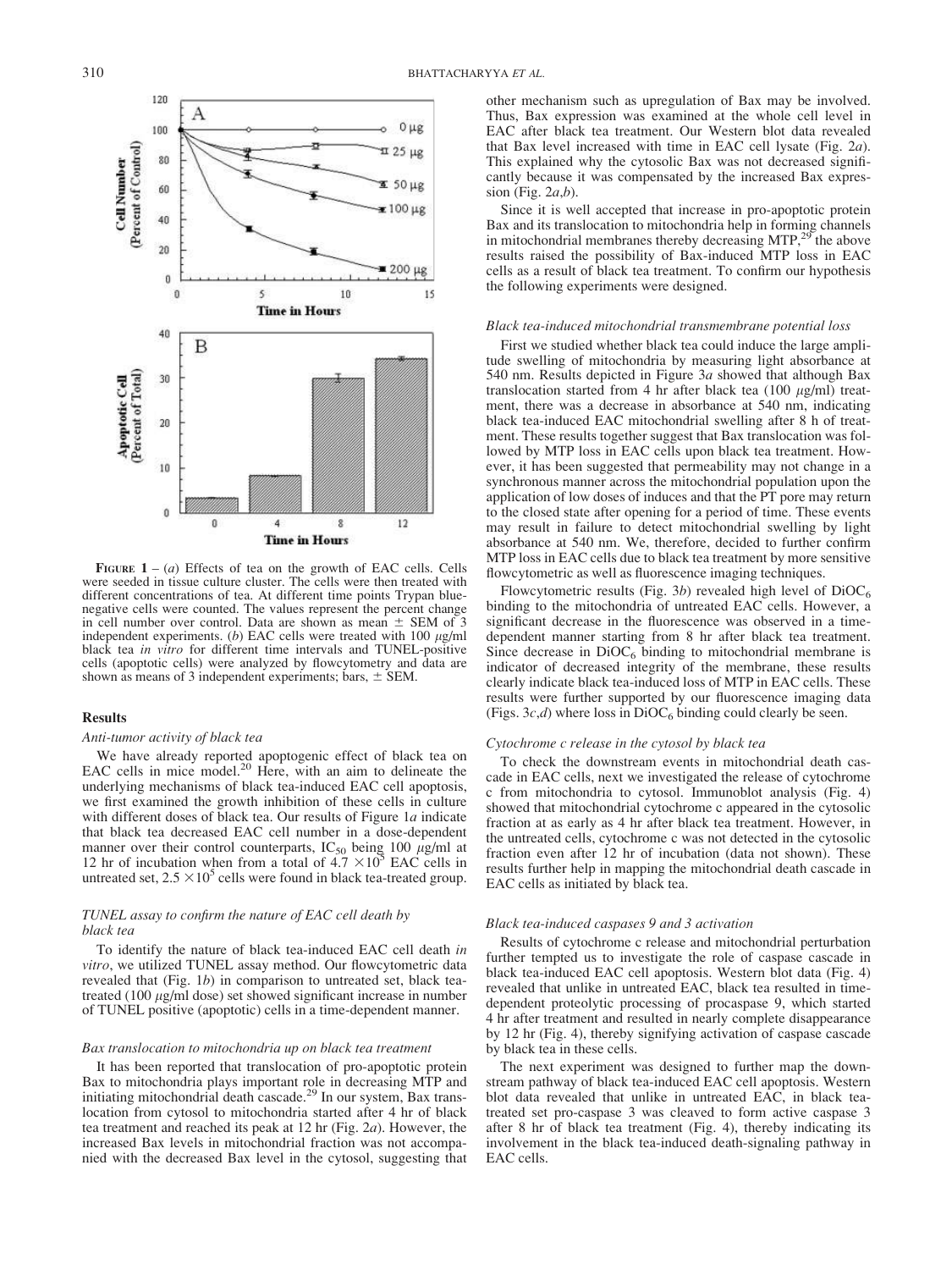**Figure 1** – (*a*) Effects of tea on the growth of EAC cells. Cells were seeded in tissue culture cluster. The cells were then treated with different concentrations of tea. At different time points Trypan blue-negative cells were counted. The values represent the percent change in cell number over control. Data are shown as mean ± SEM of 3 independent experiments. (*b*) EAC cells were treated with 100 μg/ml black tea *in vitro* for different time intervals and TUNEL-positive cells (apoptotic cells) were analyzed by flowcytometry and data are shown as means of 3 independent experiments; bars, ± SEM.

## Results

### *Anti-tumor activity of black tea*

We have already reported apoptogenic effect of black tea on EAC cells in mice model.[20] Here, with an aim to delineate the underlying mechanisms of black tea-induced EAC cell apoptosis, we first examined the growth inhibition of these cells in culture with different doses of black tea. Our results of Figure 1*a* indicate that black tea decreased EAC cell number in a dose-dependent manner over their control counterparts, $IC_{50}$ being 100 μg/ml at 12 hr of incubation when from a total of $4.7 \times 10^5$ EAC cells in untreated set, $2.5 \times 10^5$ cells were found in black tea-treated group.

### *TUNEL assay to confirm the nature of EAC cell death by black tea*

To identify the nature of black tea-induced EAC cell death *in vitro*, we utilized TUNEL assay method. Our flowcytometric data revealed that (Fig. 1*b*) in comparison to untreated set, black tea-treated (100 μg/ml dose) set showed significant increase in number of TUNEL positive (apoptotic) cells in a time-dependent manner.

### *Bax translocation to mitochondria up on black tea treatment*

It has been reported that translocation of pro-apoptotic protein Bax to mitochondria plays important role in decreasing MTP and initiating mitochondrial death cascade.[29] In our system, Bax translocation from cytosol to mitochondria started after 4 hr of black tea treatment and reached its peak at 12 hr (Fig. 2*a*). However, the increased Bax levels in mitochondrial fraction was not accompanied with the decreased Bax level in the cytosol, suggesting that other mechanism such as upregulation of Bax may be involved. Thus, Bax expression was examined at the whole cell level in EAC after black tea treatment. Our Western blot data revealed that Bax level increased with time in EAC cell lysate (Fig. 2*a*). This explained why the cytosolic Bax was not decreased significantly because it was compensated by the increased Bax expression (Fig. 2*a*,*b*).

Since it is well accepted that increase in pro-apoptotic protein Bax and its translocation to mitochondria help in forming channels in mitochondrial membranes thereby decreasing MTP,[29] the above results raised the possibility of Bax-induced MTP loss in EAC cells as a result of black tea treatment. To confirm our hypothesis the following experiments were designed.

### *Black tea-induced mitochondrial transmembrane potential loss*

First we studied whether black tea could induce the large amplitude swelling of mitochondria by measuring light absorbance at 540 nm. Results depicted in Figure 3*a* showed that although Bax translocation started from 4 hr after black tea (100 μg/ml) treatment, there was a decrease in absorbance at 540 nm, indicating black tea-induced EAC mitochondrial swelling after 8 h of treatment. These results together suggest that Bax translocation was followed by MTP loss in EAC cells upon black tea treatment. However, it has been suggested that permeability may not change in a synchronous manner across the mitochondrial population upon the application of low doses of induces and that the PT pore may return to the closed state after opening for a period of time. These events may result in failure to detect mitochondrial swelling by light absorbance at 540 nm. We, therefore, decided to further confirm MTP loss in EAC cells due to black tea treatment by more sensitive flowcytometric as well as fluorescence imaging techniques.

Flowcytometric results (Fig. 3*b*) revealed high level of $DiOC_6$ binding to the mitochondria of untreated EAC cells. However, a significant decrease in the fluorescence was observed in a time-dependent manner starting from 8 hr after black tea treatment. Since decrease in $DiOC_6$ binding to mitochondrial membrane is indicator of decreased integrity of the membrane, these results clearly indicate black tea-induced loss of MTP in EAC cells. These results were further supported by our fluorescence imaging data (Figs. 3*c*,*d*) where loss in $DiOC_6$ binding could clearly be seen.

### *Cytochrome c release in the cytosol by black tea*

To check the downstream events in mitochondrial death cascade in EAC cells, next we investigated the release of cytochrome c from mitochondria to cytosol. Immunoblot analysis (Fig. 4) showed that mitochondrial cytochrome c appeared in the cytosolic fraction at as early as 4 hr after black tea treatment. However, in the untreated cells, cytochrome c was not detected in the cytosolic fraction even after 12 hr of incubation (data not shown). These results further help in mapping the mitochondrial death cascade in EAC cells as initiated by black tea.

### *Black tea-induced caspases 9 and 3 activation*

Results of cytochrome c release and mitochondrial perturbation further tempted us to investigate the role of caspase cascade in black tea-induced EAC cell apoptosis. Western blot data (Fig. 4) revealed that unlike in untreated EAC, black tea resulted in time-dependent proteolytic processing of procaspase 9, which started 4 hr after treatment and resulted in nearly complete disappearance by 12 hr (Fig. 4), thereby signifying activation of caspase cascade by black tea in these cells.

The next experiment was designed to further map the downstream pathway of black tea-induced EAC cell apoptosis. Western blot data revealed that unlike in untreated EAC, in black tea-treated set pro-caspase 3 was cleaved to form active caspase 3 after 8 hr of black tea treatment (Fig. 4), thereby indicating its involvement in the black tea-induced death-signaling pathway in EAC cells.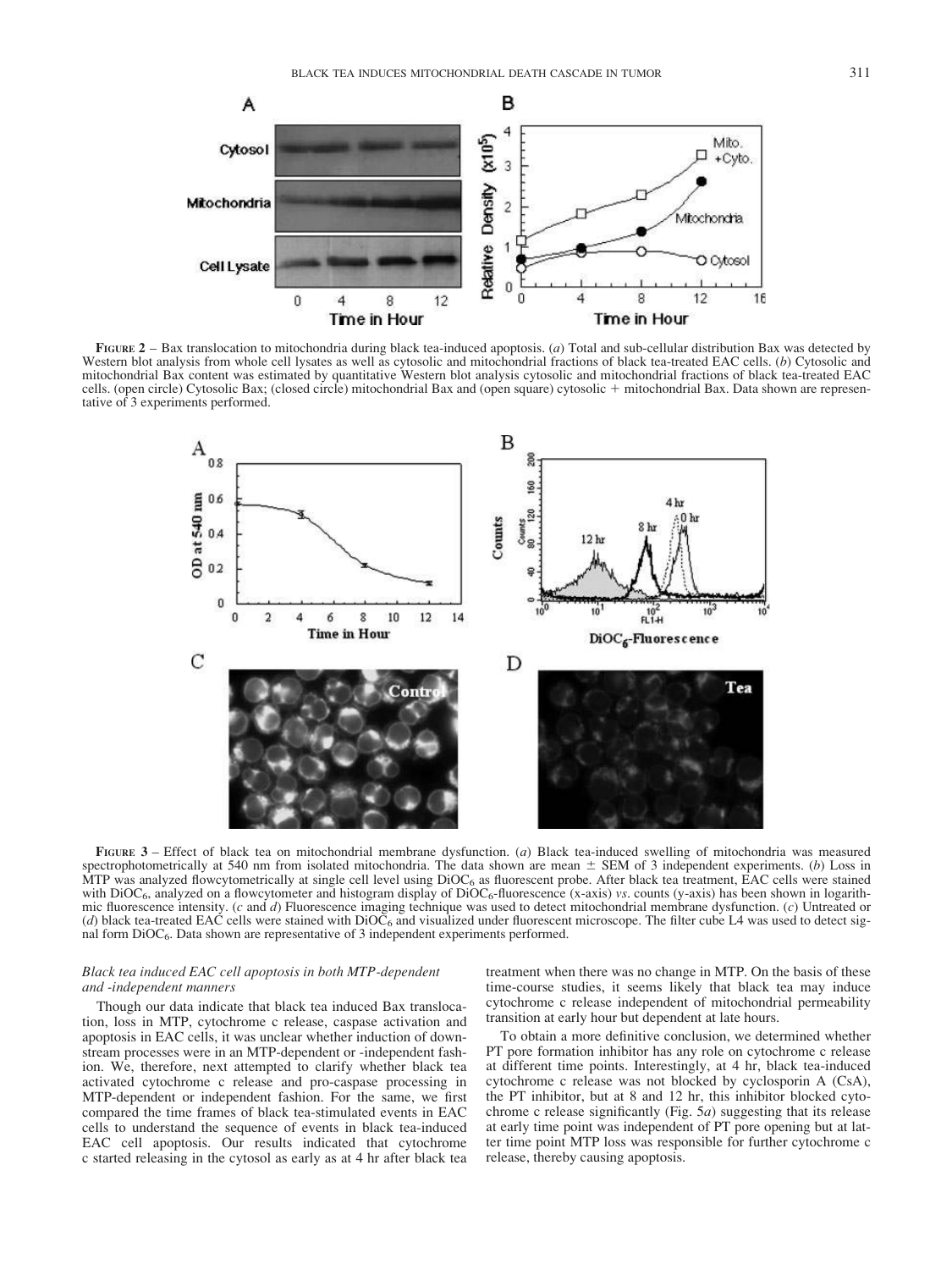**FIGURE 2** – Bax translocation to mitochondria during black tea-induced apoptosis. (*a*) Total and sub-cellular distribution Bax was detected by Western blot analysis from whole cell lysates as well as cytosolic and mitochondrial fractions of black tea-treated EAC cells. (*b*) Cytosolic and mitochondrial Bax content was estimated by quantitative Western blot analysis cytosolic and mitochondrial fractions of black tea-treated EAC cells. (open circle) Cytosolic Bax; (closed circle) mitochondrial Bax and (open square) cytosolic + mitochondrial Bax. Data shown are representative of 3 experiments performed.

**FIGURE 3** – Effect of black tea on mitochondrial membrane dysfunction. (*a*) Black tea-induced swelling of mitochondria was measured spectrophotometrically at 540 nm from isolated mitochondria. The data shown are mean ± SEM of 3 independent experiments. (*b*) Loss in MTP was analyzed flowcytometrically at single cell level using $DiOC_6$ as fluorescent probe. After black tea treatment, EAC cells were stained with $DiOC_6$, analyzed on a flowcytometer and histogram display of $DiOC_6$-fluorescence (x-axis) *vs*. counts (y-axis) has been shown in logarithmic fluorescence intensity. (*c* and *d*) Fluorescence imaging technique was used to detect mitochondrial membrane dysfunction. (*c*) Untreated or (*d*) black tea-treated EAC cells were stained with $DiOC_6$ and visualized under fluorescent microscope. The filter cube L4 was used to detect signal form $DiOC_6$. Data shown are representative of 3 independent experiments performed.

### *Black tea induced EAC cell apoptosis in both MTP-dependent and -independent manners*

Though our data indicate that black tea induced Bax translocation, loss in MTP, cytochrome c release, caspase activation and apoptosis in EAC cells, it was unclear whether induction of downstream processes were in an MTP-dependent or -independent fashion. We, therefore, next attempted to clarify whether black tea activated cytochrome c release and pro-caspase processing in MTP-dependent or independent fashion. For the same, we first compared the time frames of black tea-stimulated events in EAC cells to understand the sequence of events in black tea-induced EAC cell apoptosis. Our results indicated that cytochrome c started releasing in the cytosol as early as at 4 hr after black tea treatment when there was no change in MTP. On the basis of these time-course studies, it seems likely that black tea may induce cytochrome c release independent of mitochondrial permeability transition at early hour but dependent at late hours.

To obtain a more definitive conclusion, we determined whether PT pore formation inhibitor has any role on cytochrome c release at different time points. Interestingly, at 4 hr, black tea-induced cytochrome c release was not blocked by cyclosporin A (CsA), the PT inhibitor, but at 8 and 12 hr, this inhibitor blocked cytochrome c release significantly (Fig. 5*a*) suggesting that its release at early time point was independent of PT pore opening but at latter time point MTP loss was responsible for further cytochrome c release, thereby causing apoptosis.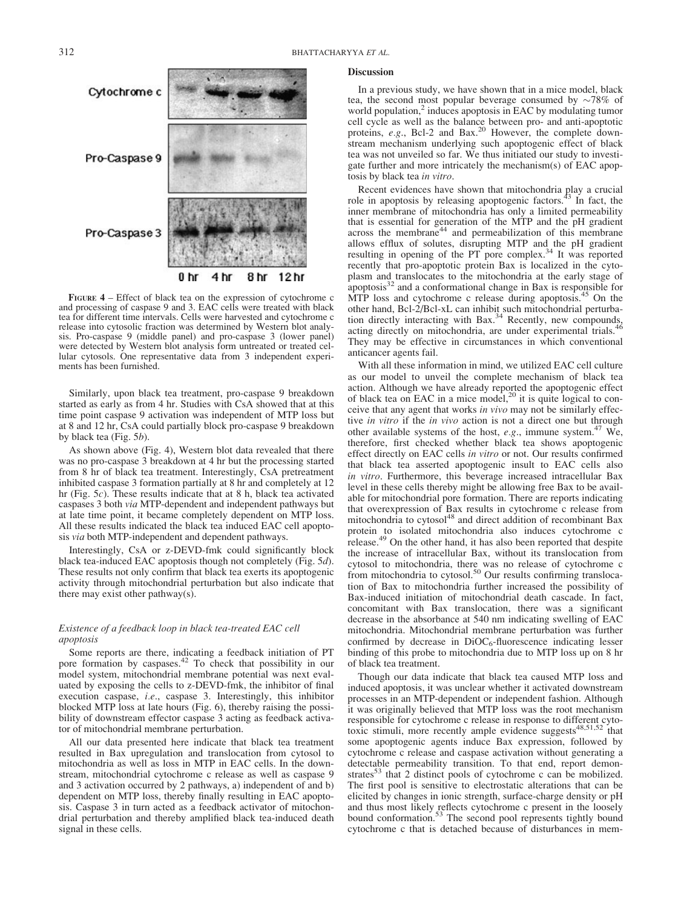FIGURE 4 – Effect of black tea on the expression of cytochrome c and processing of caspase 9 and 3. EAC cells were treated with black tea for different time intervals. Cells were harvested and cytochrome c release into cytosolic fraction was determined by Western blot analysis. Pro-caspase 9 (middle panel) and pro-caspase 3 (lower panel) were detected by Western blot analysis form untreated or treated cellular cytosols. One representative data from 3 independent experiments has been furnished.

Similarly, upon black tea treatment, pro-caspase 9 breakdown started as early as from 4 hr. Studies with CsA showed that at this time point caspase 9 activation was independent of MTP loss but at 8 and 12 hr, CsA could partially block pro-caspase 9 breakdown by black tea (Fig. 5*b*).

As shown above (Fig. 4), Western blot data revealed that there was no pro-caspase 3 breakdown at 4 hr but the processing started from 8 hr of black tea treatment. Interestingly, CsA pretreatment inhibited caspase 3 formation partially at 8 hr and completely at 12 hr (Fig. 5*c*). These results indicate that at 8 h, black tea activated caspases 3 both *via* MTP-dependent and independent pathways but at late time point, it became completely dependent on MTP loss. All these results indicated the black tea induced EAC cell apoptosis *via* both MTP-independent and dependent pathways.

Interestingly, CsA or z-DEVD-fmk could significantly block black tea-induced EAC apoptosis though not completely (Fig. 5*d*). These results not only confirm that black tea exerts its apoptogenic activity through mitochondrial perturbation but also indicate that there may exist other pathway(s).

### *Existence of a feedback loop in black tea-treated EAC cell apoptosis*

Some reports are there, indicating a feedback initiation of PT pore formation by caspases.[42] To check that possibility in our model system, mitochondrial membrane potential was next evaluated by exposing the cells to z-DEVD-fmk, the inhibitor of final execution caspase, *i.e*., caspase 3. Interestingly, this inhibitor blocked MTP loss at late hours (Fig. 6), thereby raising the possibility of downstream effector caspase 3 acting as feedback activator of mitochondrial membrane perturbation.

All our data presented here indicate that black tea treatment resulted in Bax upregulation and translocation from cytosol to mitochondria as well as loss in MTP in EAC cells. In the downstream, mitochondrial cytochrome c release as well as caspase 9 and 3 activation occurred by 2 pathways, a) independent of and b) dependent on MTP loss, thereby finally resulting in EAC apoptosis. Caspase 3 in turn acted as a feedback activator of mitochondrial perturbation and thereby amplified black tea-induced death signal in these cells.

## Discussion

In a previous study, we have shown that in a mice model, black tea, the second most popular beverage consumed by ~78% of world population,[2] induces apoptosis in EAC by modulating tumor cell cycle as well as the balance between pro- and anti-apoptotic proteins, *e.g*., Bcl-2 and Bax.[20] However, the complete downstream mechanism underlying such apoptogenic effect of black tea was not unveiled so far. We thus initiated our study to investigate further and more intricately the mechanism(s) of EAC apoptosis by black tea *in vitro*.

Recent evidences have shown that mitochondria play a crucial role in apoptosis by releasing apoptogenic factors.[43] In fact, the inner membrane of mitochondria has only a limited permeability that is essential for generation of the MTP and the pH gradient across the membrane[44] and permeabilization of this membrane allows efflux of solutes, disrupting MTP and the pH gradient resulting in opening of the PT pore complex.[34] It was reported recently that pro-apoptotic protein Bax is localized in the cytoplasm and translocates to the mitochondria at the early stage of apoptosis[32] and a conformational change in Bax is responsible for MTP loss and cytochrome c release during apoptosis.[45] On the other hand, Bcl-2/Bcl-xL can inhibit such mitochondrial perturbation directly interacting with Bax.[34] Recently, new compounds, acting directly on mitochondria, are under experimental trials.[46] They may be effective in circumstances in which conventional anticancer agents fail.

With all these information in mind, we utilized EAC cell culture as our model to unveil the complete mechanism of black tea action. Although we have already reported the apoptogenic effect of black tea on EAC in a mice model,[20] it is quite logical to conceive that any agent that works *in vivo* may not be similarly effective *in vitro* if the *in vivo* action is not a direct one but through other available systems of the host, *e.g*., immune system.[47] We, therefore, first checked whether black tea shows apoptogenic effect directly on EAC cells *in vitro* or not. Our results confirmed that black tea asserted apoptogenic insult to EAC cells also *in vitro*. Furthermore, this beverage increased intracellular Bax level in these cells thereby might be allowing free Bax to be available for mitochondrial pore formation. There are reports indicating that overexpression of Bax results in cytochrome c release from mitochondria to cytosol[48] and direct addition of recombinant Bax protein to isolated mitochondria also induces cytochrome c release.[49] On the other hand, it has also been reported that despite the increase of intracellular Bax, without its translocation from cytosol to mitochondria, there was no release of cytochrome c from mitochondria to cytosol.[50] Our results confirming translocation of Bax to mitochondria further increased the possibility of Bax-induced initiation of mitochondrial death cascade. In fact, concomitant with Bax translocation, there was a significant decrease in the absorbance at 540 nm indicating swelling of EAC mitochondria. Mitochondrial membrane perturbation was further confirmed by decrease in $DiOC_6$-fluorescence indicating lesser binding of this probe to mitochondria due to MTP loss up on 8 hr of black tea treatment.

Though our data indicate that black tea caused MTP loss and induced apoptosis, it was unclear whether it activated downstream processes in an MTP-dependent or independent fashion. Although it was originally believed that MTP loss was the root mechanism responsible for cytochrome c release in response to different cytotoxic stimuli, more recently ample evidence suggests[48,51,52] that some apoptogenic agents induce Bax expression, followed by cytochrome c release and caspase activation without generating a detectable permeability transition. To that end, report demonstrates[53] that 2 distinct pools of cytochrome c can be mobilized. The first pool is sensitive to electrostatic alterations that can be elicited by changes in ionic strength, surface-charge density or pH and thus most likely reflects cytochrome c present in the loosely bound conformation.[53] The second pool represents tightly bound cytochrome c that is detached because of disturbances in mem-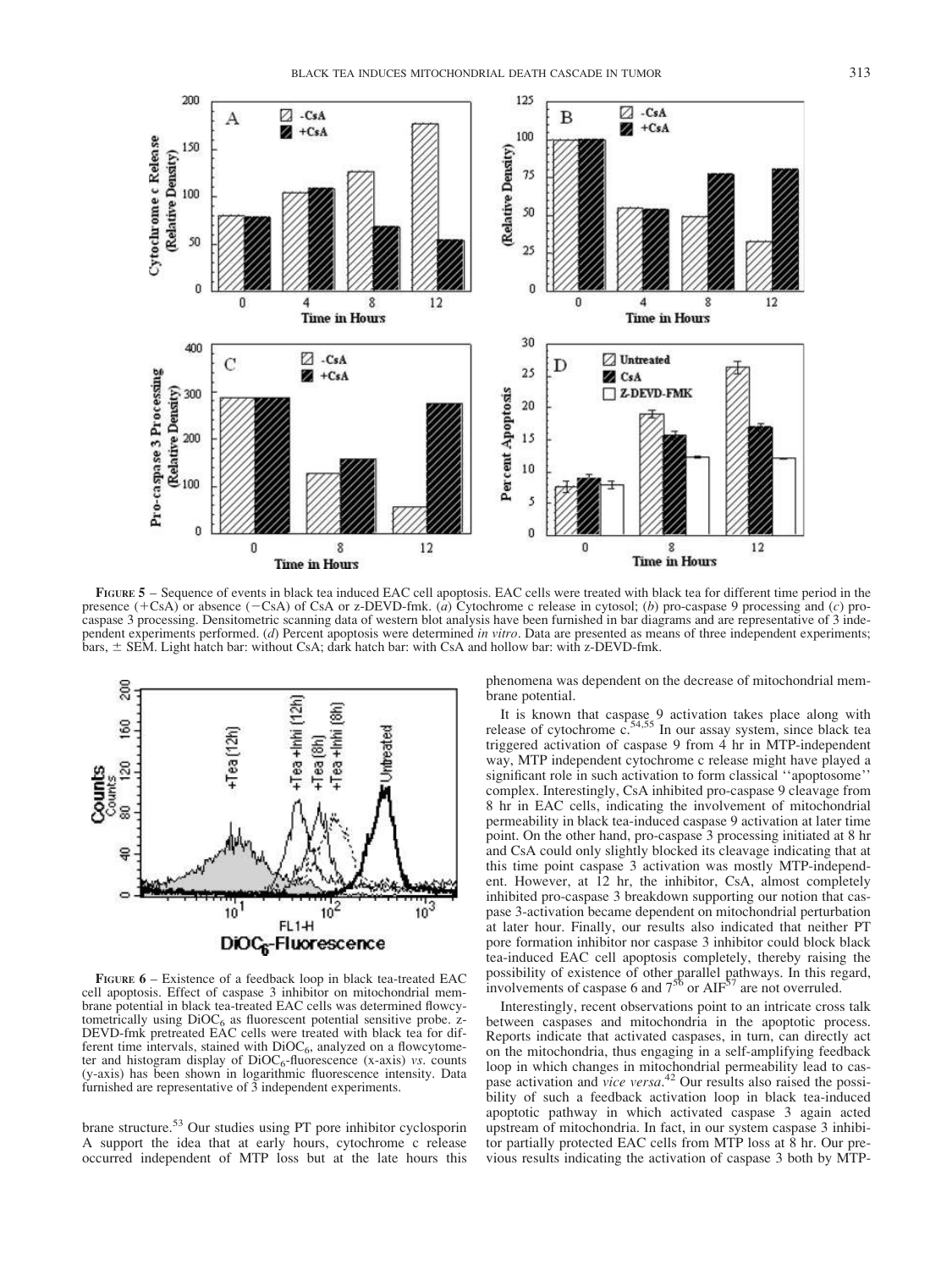**FIGURE 5** – Sequence of events in black tea induced EAC cell apoptosis. EAC cells were treated with black tea for different time period in the presence (+CsA) or absence (−CsA) of CsA or z-DEVD-fmk. (*a*) Cytochrome c release in cytosol; (*b*) pro-caspase 9 processing and (*c*) pro-caspase 3 processing. Densitometric scanning data of western blot analysis have been furnished in bar diagrams and are representative of 3 independent experiments performed. (*d*) Percent apoptosis were determined *in vitro*. Data are presented as means of three independent experiments; bars, ± SEM. Light hatch bar: without CsA; dark hatch bar: with CsA and hollow bar: with z-DEVD-fmk.

**FIGURE 6** – Existence of a feedback loop in black tea-treated EAC cell apoptosis. Effect of caspase 3 inhibitor on mitochondrial membrane potential in black tea-treated EAC cells was determined flowcytometrically using $DiOC_6$ as fluorescent potential sensitive probe. z-DEVD-fmk pretreated EAC cells were treated with black tea for different time intervals, stained with $DiOC_6$, analyzed on a flowcytometer and histogram display of $DiOC_6$-fluorescence (x-axis) *vs.* counts (y-axis) has been shown in logarithmic fluorescence intensity. Data furnished are representative of 3 independent experiments.

brane structure.[53] Our studies using PT pore inhibitor cyclosporin A support the idea that at early hours, cytochrome c release occurred independent of MTP loss but at the late hours this phenomena was dependent on the decrease of mitochondrial membrane potential.

It is known that caspase 9 activation takes place along with release of cytochrome c.[54,55] In our assay system, since black tea triggered activation of caspase 9 from 4 hr in MTP-independent way, MTP independent cytochrome c release might have played a significant role in such activation to form classical ''apoptosome'' complex. Interestingly, CsA inhibited pro-caspase 9 cleavage from 8 hr in EAC cells, indicating the involvement of mitochondrial permeability in black tea-induced caspase 9 activation at later time point. On the other hand, pro-caspase 3 processing initiated at 8 hr and CsA could only slightly blocked its cleavage indicating that at this time point caspase 3 activation was mostly MTP-independent. However, at 12 hr, the inhibitor, CsA, almost completely inhibited pro-caspase 3 breakdown supporting our notion that caspase 3-activation became dependent on mitochondrial perturbation at later hour. Finally, our results also indicated that neither PT pore formation inhibitor nor caspase 3 inhibitor could block black tea-induced EAC cell apoptosis completely, thereby raising the possibility of existence of other parallel pathways. In this regard, involvements of caspase 6 and 7[56] or AIF[57] are not overruled.

Interestingly, recent observations point to an intricate cross talk between caspases and mitochondria in the apoptotic process. Reports indicate that activated caspases, in turn, can directly act on the mitochondria, thus engaging in a self-amplifying feedback loop in which changes in mitochondrial permeability lead to caspase activation and *vice versa*.[42] Our results also raised the possibility of such a feedback activation loop in black tea-induced apoptotic pathway in which activated caspase 3 again acted upstream of mitochondria. In fact, in our system caspase 3 inhibitor partially protected EAC cells from MTP loss at 8 hr. Our previous results indicating the activation of caspase 3 both by MTP-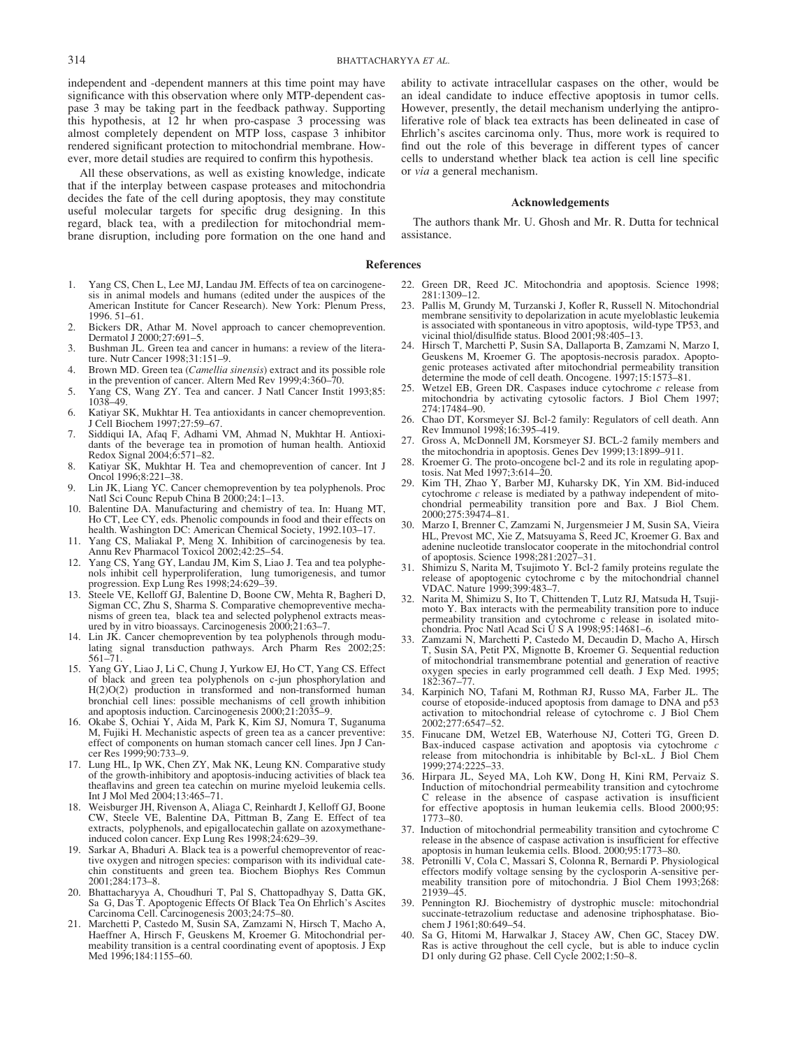independent and -dependent manners at this time point may have significance with this observation where only MTP-dependent caspase 3 may be taking part in the feedback pathway. Supporting this hypothesis, at 12 hr when pro-caspase 3 processing was almost completely dependent on MTP loss, caspase 3 inhibitor rendered significant protection to mitochondrial membrane. However, more detail studies are required to confirm this hypothesis.

All these observations, as well as existing knowledge, indicate that if the interplay between caspase proteases and mitochondria decides the fate of the cell during apoptosis, they may constitute useful molecular targets for specific drug designing. In this regard, black tea, with a predilection for mitochondrial membrane disruption, including pore formation on the one hand and ability to activate intracellular caspases on the other, would be an ideal candidate to induce effective apoptosis in tumor cells. However, presently, the detail mechanism underlying the antiproliferative role of black tea extracts has been delineated in case of Ehrlich's ascites carcinoma only. Thus, more work is required to find out the role of this beverage in different types of cancer cells to understand whether black tea action is cell line specific or *via* a general mechanism.

### Acknowledgements

The authors thank Mr. U. Ghosh and Mr. R. Dutta for technical assistance.

## References

1. Yang CS, Chen L, Lee MJ, Landau JM. Effects of tea on carcinogenesis in animal models and humans (edited under the auspices of the American Institute for Cancer Research). New York: Plenum Press, 1996. 51–61.
2. Bickers DR, Athar M. Novel approach to cancer chemoprevention. Dermatol J 2000;27:691–5.
3. Bushman JL. Green tea and cancer in humans: a review of the literature. Nutr Cancer 1998;31:151–9.
4. Brown MD. Green tea (*Camellia sinensis*) extract and its possible role in the prevention of cancer. Altern Med Rev 1999;4:360–70.
5. Yang CS, Wang ZY. Tea and cancer. J Natl Cancer Instit 1993;85: 1038–49.
6. Katiyar SK, Mukhtar H. Tea antioxidants in cancer chemoprevention. J Cell Biochem 1997;27:59–67.
7. Siddiqui IA, Afaq F, Adhami VM, Ahmad N, Mukhtar H. Antioxidants of the beverage tea in promotion of human health. Antioxid Redox Signal 2004;6:571–82.
8. Katiyar SK, Mukhtar H. Tea and chemoprevention of cancer. Int J Oncol 1996;8:221–38.
9. Lin JK, Liang YC. Cancer chemoprevention by tea polyphenols. Proc Natl Sci Counc Repub China B 2000;24:1–13.
10. Balentine DA. Manufacturing and chemistry of tea. In: Huang MT, Ho CT, Lee CY, eds. Phenolic compounds in food and their effects on health. Washington DC: American Chemical Society, 1992.103–17.
11. Yang CS, Maliakal P, Meng X. Inhibition of carcinogenesis by tea. Annu Rev Pharmacol Toxicol 2002;42:25–54.
12. Yang CS, Yang GY, Landau JM, Kim S, Liao J. Tea and tea polyphenols inhibit cell hyperproliferation, lung tumorigenesis, and tumor progression. Exp Lung Res 1998;24:629–39.
13. Steele VE, Kelloff GJ, Balentine D, Boone CW, Mehta R, Bagheri D, Sigman CC, Zhu S, Sharma S. Comparative chemopreventive mechanisms of green tea, black tea and selected polyphenol extracts measured by in vitro bioassays. Carcinogenesis 2000;21:63–7.
14. Lin JK. Cancer chemoprevention by tea polyphenols through modulating signal transduction pathways. Arch Pharm Res 2002;25: 561–71.
15. Yang GY, Liao J, Li C, Chung J, Yurkow EJ, Ho CT, Yang CS. Effect of black and green tea polyphenols on c-jun phosphorylation and H(2)O(2) production in transformed and non-transformed human bronchial cell lines: possible mechanisms of cell growth inhibition and apoptosis induction. Carcinogenesis 2000;21:2035–9.
16. Okabe S, Ochiai Y, Aida M, Park K, Kim SJ, Nomura T, Suganuma M, Fujiki H. Mechanistic aspects of green tea as a cancer preventive: effect of components on human stomach cancer cell lines. Jpn J Cancer Res 1999;90:733–9.
17. Lung HL, Ip WK, Chen ZY, Mak NK, Leung KN. Comparative study of the growth-inhibitory and apoptosis-inducing activities of black tea theaflavins and green tea catechin on murine myeloid leukemia cells. Int J Mol Med 2004;13:465–71.
18. Weisburger JH, Rivenson A, Aliaga C, Reinhardt J, Kelloff GJ, Boone CW, Steele VE, Balentine DA, Pittman B, Zang E. Effect of tea extracts, polyphenols, and epigallocatechin gallate on azoxymethane-induced colon cancer. Exp Lung Res 1998;24:629–39.
19. Sarkar A, Bhaduri A. Black tea is a powerful chemopreventor of reactive oxygen and nitrogen species: comparison with its individual catechin constituents and green tea. Biochem Biophys Res Commun 2001;284:173–8.
20. Bhattacharyya A, Choudhuri T, Pal S, Chattopadhyay S, Datta GK, Sa G, Das T. Apoptogenic Effects Of Black Tea On Ehrlich's Ascites Carcinoma Cell. Carcinogenesis 2003;24:75–80.
21. Marchetti P, Castedo M, Susin SA, Zamzami N, Hirsch T, Macho A, Haeffner A, Hirsch F, Geuskens M, Kroemer G. Mitochondrial permeability transition is a central coordinating event of apoptosis. J Exp Med 1996;184:1155–60.
22. Green DR, Reed JC. Mitochondria and apoptosis. Science 1998; 281:1309–12.
23. Pallis M, Grundy M, Turzanski J, Kofler R, Russell N. Mitochondrial membrane sensitivity to depolarization in acute myeloblastic leukemia is associated with spontaneous in vitro apoptosis, wild-type TP53, and vicinal thiol/disulfide status. Blood 2001;98:405–13.
24. Hirsch T, Marchetti P, Susin SA, Dallaporta B, Zamzami N, Marzo I, Geuskens M, Kroemer G. The apoptosis-necrosis paradox. Apoptogenic proteases activated after mitochondrial permeability transition determine the mode of cell death. Oncogene. 1997;15:1573–81.
25. Wetzel EB, Green DR. Caspases induce cytochrome *c* release from mitochondria by activating cytosolic factors. J Biol Chem 1997; 274:17484–90.
26. Chao DT, Korsmeyer SJ. Bcl-2 family: Regulators of cell death. Ann Rev Immunol 1998;16:395–419.
27. Gross A, McDonnell JM, Korsmeyer SJ. BCL-2 family members and the mitochondria in apoptosis. Genes Dev 1999;13:1899–911.
28. Kroemer G. The proto-oncogene bcl-2 and its role in regulating apoptosis. Nat Med 1997;3:614–20.
29. Kim TH, Zhao Y, Barber MJ, Kuharsky DK, Yin XM. Bid-induced cytochrome *c* release is mediated by a pathway independent of mitochondrial permeability transition pore and Bax. J Biol Chem. 2000;275:39474–81.
30. Marzo I, Brenner C, Zamzami N, Jurgensmeier J M, Susin SA, Vieira HL, Prevost MC, Xie Z, Matsuyama S, Reed JC, Kroemer G. Bax and adenine nucleotide translocator cooperate in the mitochondrial control of apoptosis. Science 1998;281:2027–31.
31. Shimizu S, Narita M, Tsujimoto Y. Bcl-2 family proteins regulate the release of apoptogenic cytochrome c by the mitochondrial channel VDAC. Nature 1999;399:483–7.
32. Narita M, Shimizu S, Ito T, Chittenden T, Lutz RJ, Matsuda H, Tsujimoto Y. Bax interacts with the permeability transition pore to induce permeability transition and cytochrome c release in isolated mitochondria. Proc Natl Acad Sci U S A 1998;95:14681–6.
33. Zamzami N, Marchetti P, Castedo M, Decaudin D, Macho A, Hirsch T, Susin SA, Petit PX, Mignotte B, Kroemer G. Sequential reduction of mitochondrial transmembrane potential and generation of reactive oxygen species in early programmed cell death. J Exp Med. 1995; 182:367–77.
34. Karpinich NO, Tafani M, Rothman RJ, Russo MA, Farber JL. The course of etoposide-induced apoptosis from damage to DNA and p53 activation to mitochondrial release of cytochrome c. J Biol Chem 2002;277:6547–52.
35. Finucane DM, Wetzel EB, Waterhouse NJ, Cotteri TG, Green D. Bax-induced caspase activation and apoptosis via cytochrome *c* release from mitochondria is inhibitable by Bcl-xL. J Biol Chem 1999;274:2225–33.
36. Hirpara JL, Seyed MA, Loh KW, Dong H, Kini RM, Pervaiz S. Induction of mitochondrial permeability transition and cytochrome C release in the absence of caspase activation is insufficient for effective apoptosis in human leukemia cells. Blood 2000;95: 1773–80.
37. Induction of mitochondrial permeability transition and cytochrome C release in the absence of caspase activation is insufficient for effective apoptosis in human leukemia cells. Blood. 2000;95:1773–80.
38. Petronilli V, Cola C, Massari S, Colonna R, Bernardi P. Physiological effectors modify voltage sensing by the cyclosporin A-sensitive permeability transition pore of mitochondria. J Biol Chem 1993;268: 21939–45.
39. Pennington RJ. Biochemistry of dystrophic muscle: mitochondrial succinate-tetrazolium reductase and adenosine triphosphatase. Biochem J 1961;80:649–54.
40. Sa G, Hitomi M, Harwalkar J, Stacey AW, Chen GC, Stacey DW. Ras is active throughout the cell cycle, but is able to induce cyclin D1 only during G2 phase. Cell Cycle 2002;1:50–8.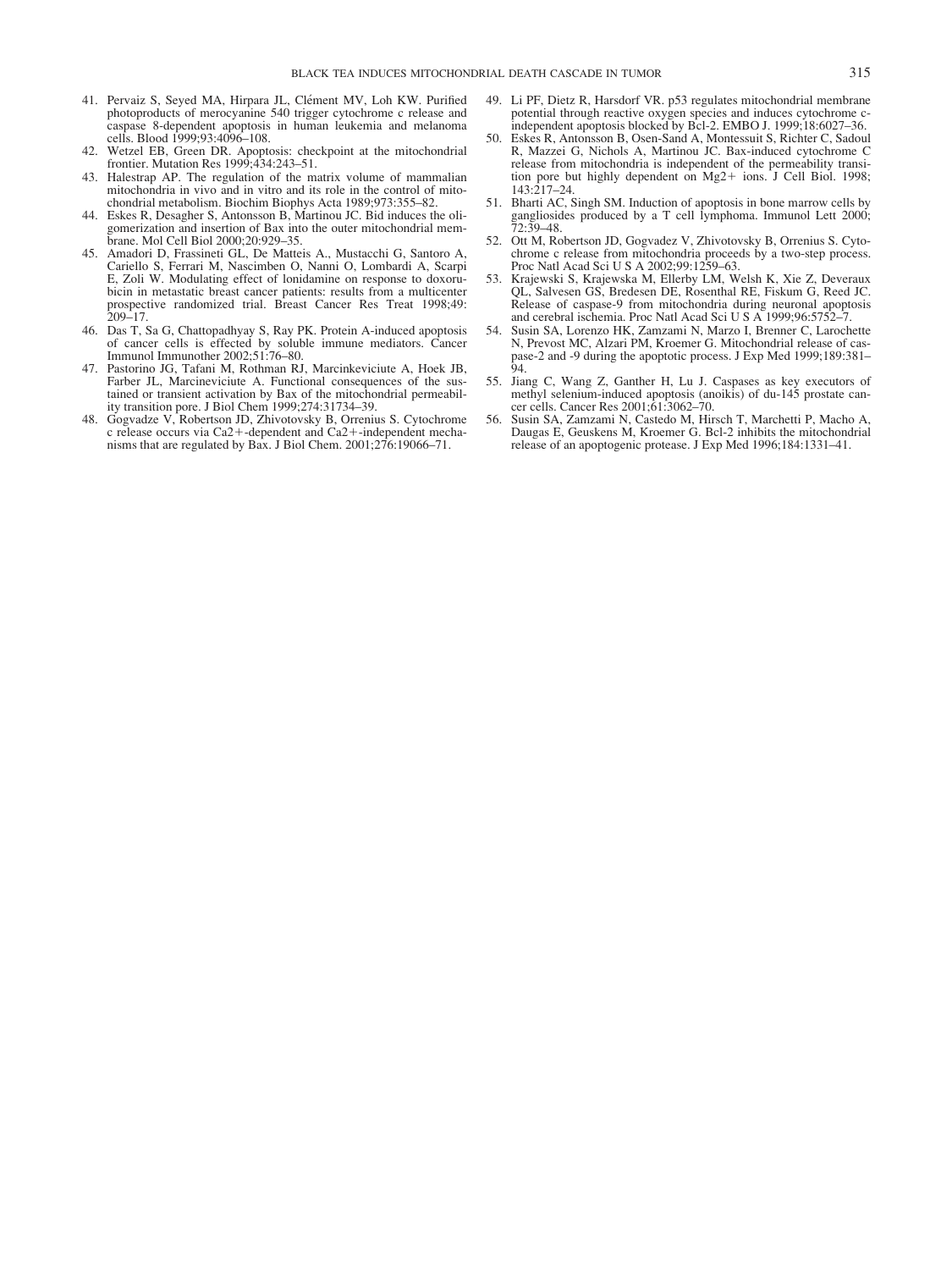41. Pervaiz S, Seyed MA, Hirpara JL, Clément MV, Loh KW. Purified photoproducts of merocyanine 540 trigger cytochrome c release and caspase 8-dependent apoptosis in human leukemia and melanoma cells. Blood 1999;93:4096–108.
42. Wetzel EB, Green DR. Apoptosis: checkpoint at the mitochondrial frontier. Mutation Res 1999;434:243–51.
43. Halestrap AP. The regulation of the matrix volume of mammalian mitochondria in vivo and in vitro and its role in the control of mitochondrial metabolism. Biochim Biophys Acta 1989;973:355–82.
44. Eskes R, Desagher S, Antonsson B, Martinou JC. Bid induces the oligomerization and insertion of Bax into the outer mitochondrial membrane. Mol Cell Biol 2000;20:929–35.
45. Amadori D, Frassineti GL, De Matteis A., Mustacchi G, Santoro A, Cariello S, Ferrari M, Nascimben O, Nanni O, Lombardi A, Scarpi E, Zoli W. Modulating effect of lonidamine on response to doxorubicin in metastatic breast cancer patients: results from a multicenter prospective randomized trial. Breast Cancer Res Treat 1998;49: 209–17.
46. Das T, Sa G, Chattopadhyay S, Ray PK. Protein A-induced apoptosis of cancer cells is effected by soluble immune mediators. Cancer Immunol Immunother 2002;51:76–80.
47. Pastorino JG, Tafani M, Rothman RJ, Marcinkeviciute A, Hoek JB, Farber JL, Marcineviciute A. Functional consequences of the sustained or transient activation by Bax of the mitochondrial permeability transition pore. J Biol Chem 1999;274:31734–39.
48. Gogvadze V, Robertson JD, Zhivotovsky B, Orrenius S. Cytochrome c release occurs via Ca2+-dependent and Ca2+-independent mechanisms that are regulated by Bax. J Biol Chem. 2001;276:19066–71.
49. Li PF, Dietz R, Harsdorf VR. p53 regulates mitochondrial membrane potential through reactive oxygen species and induces cytochrome c-independent apoptosis blocked by Bcl-2. EMBO J. 1999;18:6027–36.
50. Eskes R, Antonsson B, Osen-Sand A, Montessuit S, Richter C, Sadoul R, Mazzei G, Nichols A, Martinou JC. Bax-induced cytochrome C release from mitochondria is independent of the permeability transition pore but highly dependent on Mg2+ ions. J Cell Biol. 1998; 143:217–24.
51. Bharti AC, Singh SM. Induction of apoptosis in bone marrow cells by gangliosides produced by a T cell lymphoma. Immunol Lett 2000; 72:39–48.
52. Ott M, Robertson JD, Gogvadez V, Zhivotovsky B, Orrenius S. Cytochrome c release from mitochondria proceeds by a two-step process. Proc Natl Acad Sci U S A 2002;99:1259–63.
53. Krajewski S, Krajewska M, Ellerby LM, Welsh K, Xie Z, Deveraux QL, Salvesen GS, Bredesen DE, Rosenthal RE, Fiskum G, Reed JC. Release of caspase-9 from mitochondria during neuronal apoptosis and cerebral ischemia. Proc Natl Acad Sci U S A 1999;96:5752–7.
54. Susin SA, Lorenzo HK, Zamzami N, Marzo I, Brenner C, Larochette N, Prevost MC, Alzari PM, Kroemer G. Mitochondrial release of caspase-2 and -9 during the apoptotic process. J Exp Med 1999;189:381–94.
55. Jiang C, Wang Z, Ganther H, Lu J. Caspases as key executors of methyl selenium-induced apoptosis (anoikis) of du-145 prostate cancer cells. Cancer Res 2001;61:3062–70.
56. Susin SA, Zamzami N, Castedo M, Hirsch T, Marchetti P, Macho A, Daugas E, Geuskens M, Kroemer G. Bcl-2 inhibits the mitochondrial release of an apoptogenic protease. J Exp Med 1996;184:1331–41.